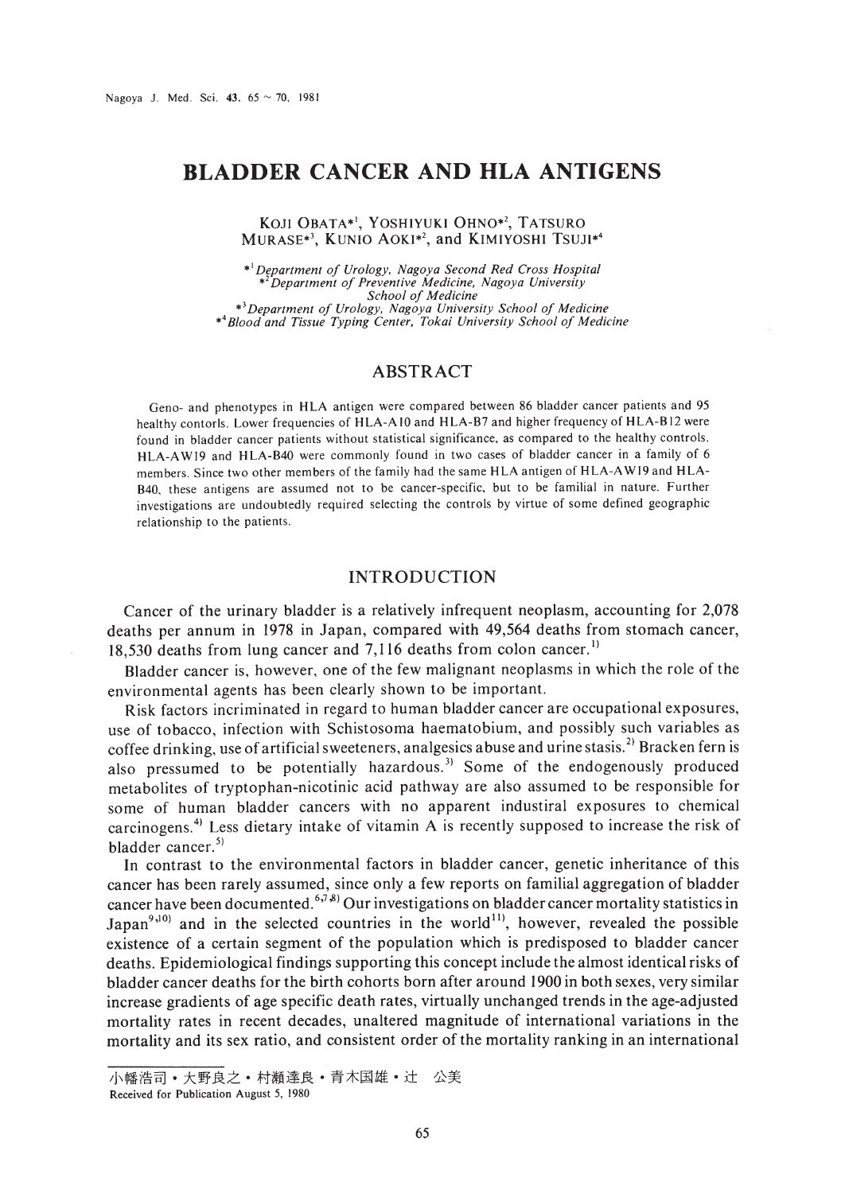# BLADDER CANCER AND HLA ANTIGENS

KOJI OBATA*[1], YOSHIYUKI OHNO*[2], TATSURO MURASE*[3], KUNIO AOKI*[2], and KIMIYOSHI TSUJI*[4]

*[1] *Department of Urology, Nagoya Second Red Cross Hospital*
*[2] *Department of Preventive Medicine, Nagoya University School of Medicine*
*[3] *Department of Urology, Nagoya University School of Medicine*
*[4] *Blood and Tissue Typing Center, Tokai University School of Medicine*

## ABSTRACT

Geno- and phenotypes in HLA antigen were compared between 86 bladder cancer patients and 95 healthy contorls. Lower frequencies of HLA-A10 and HLA-B7 and higher frequency of HLA-B12 were found in bladder cancer patients without statistical significance, as compared to the healthy controls. HLA-AW19 and HLA-B40 were commonly found in two cases of bladder cancer in a family of 6 members. Since two other members of the family had the same HLA antigen of HLA-AW19 and HLA-B40, these antigens are assumed not to be cancer-specific, but to be familial in nature. Further investigations are undoubtedly required selecting the controls by virtue of some defined geographic relationship to the patients.

## INTRODUCTION

Cancer of the urinary bladder is a relatively infrequent neoplasm, accounting for 2,078 deaths per annum in 1978 in Japan, compared with 49,564 deaths from stomach cancer, 18,530 deaths from lung cancer and 7,116 deaths from colon cancer.[1]

Bladder cancer is, however, one of the few malignant neoplasms in which the role of the environmental agents has been clearly shown to be important.

Risk factors incriminated in regard to human bladder cancer are occupational exposures, use of tobacco, infection with Schistosoma haematobium, and possibly such variables as coffee drinking, use of artificial sweeteners, analgesics abuse and urine stasis.[2] Bracken fern is also pressumed to be potentially hazardous.[3] Some of the endogenously produced metabolites of tryptophan-nicotinic acid pathway are also assumed to be responsible for some of human bladder cancers with no apparent industiral exposures to chemical carcinogens.[4] Less dietary intake of vitamin A is recently supposed to increase the risk of bladder cancer.[5]

In contrast to the environmental factors in bladder cancer, genetic inheritance of this cancer has been rarely assumed, since only a few reports on familial aggregation of bladder cancer have been documented.[6,7,8] Our investigations on bladder cancer mortality statistics in Japan[9,10] and in the selected countries in the world[11], however, revealed the possible existence of a certain segment of the population which is predisposed to bladder cancer deaths. Epidemiological findings supporting this concept include the almost identical risks of bladder cancer deaths for the birth cohorts born after around 1900 in both sexes, very similar increase gradients of age specific death rates, virtually unchanged trends in the age-adjusted mortality rates in recent decades, unaltered magnitude of international variations in the mortality and its sex ratio, and consistent order of the mortality ranking in an international

小幡浩司・大野良之・村瀬達良・青木国雄・辻　公美
Received for Publication August 5, 1980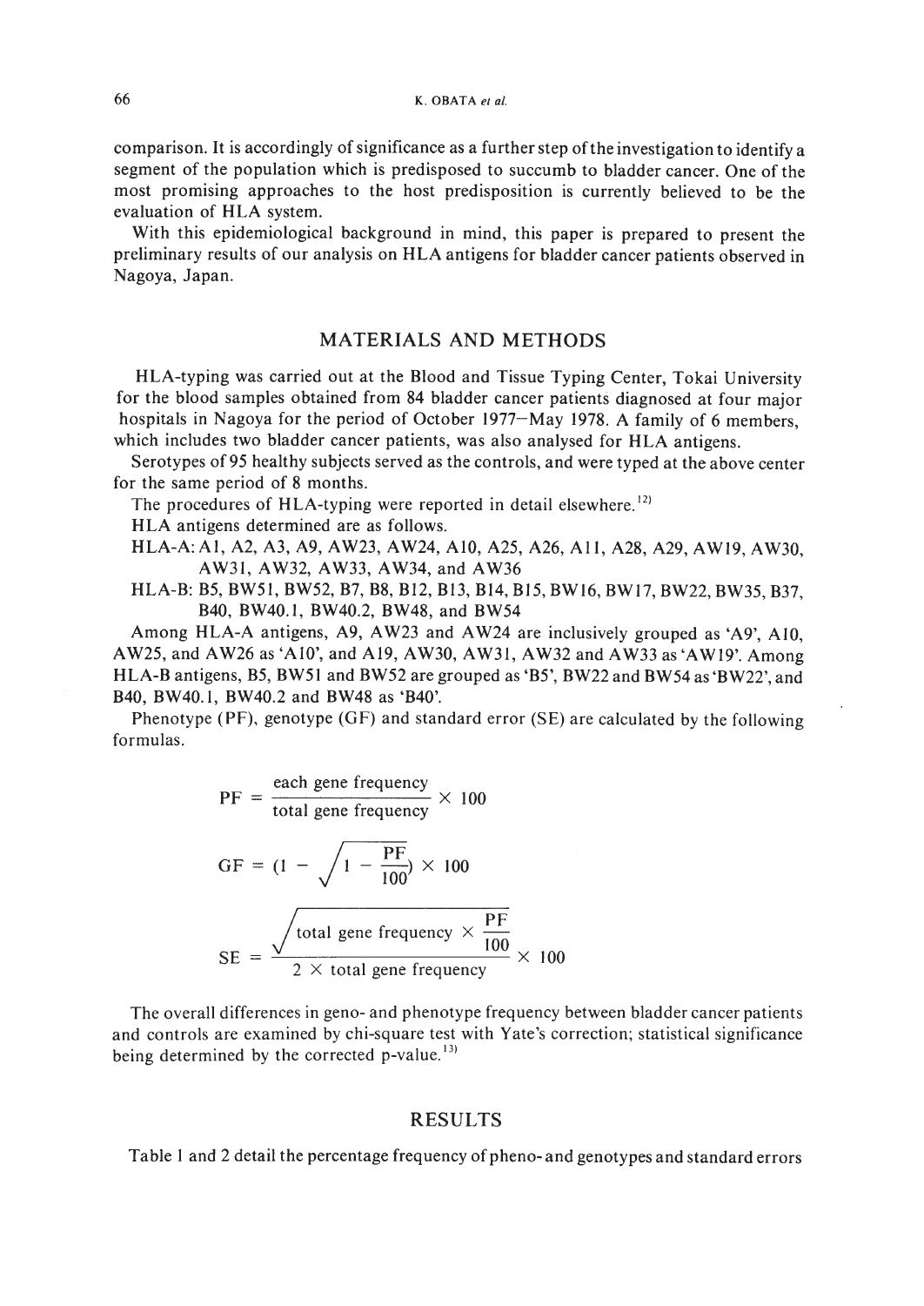comparison. It is accordingly of significance as a further step of the investigation to identify a segment of the population which is predisposed to succumb to bladder cancer. One of the most promising approaches to the host predisposition is currently believed to be the evaluation of HLA system.

With this epidemiological background in mind, this paper is prepared to present the preliminary results of our analysis on HLA antigens for bladder cancer patients observed in Nagoya, Japan.

## MATERIALS AND METHODS

HLA-typing was carried out at the Blood and Tissue Typing Center, Tokai University for the blood samples obtained from 84 bladder cancer patients diagnosed at four major hospitals in Nagoya for the period of October 1977–May 1978. A family of 6 members, which includes two bladder cancer patients, was also analysed for HLA antigens.

Serotypes of 95 healthy subjects served as the controls, and were typed at the above center for the same period of 8 months.

The procedures of HLA-typing were reported in detail elsewhere.[12]

HLA antigens determined are as follows.

HLA-A: A1, A2, A3, A9, AW23, AW24, A10, A25, A26, A11, A28, A29, AW19, AW30, AW31, AW32, AW33, AW34, and AW36

HLA-B: B5, BW51, BW52, B7, B8, B12, B13, B14, B15, BW16, BW17, BW22, BW35, B37, B40, BW40.1, BW40.2, BW48, and BW54

Among HLA-A antigens, A9, AW23 and AW24 are inclusively grouped as 'A9', A10, AW25, and AW26 as 'A10', and A19, AW30, AW31, AW32 and AW33 as 'AW19'. Among HLA-B antigens, B5, BW51 and BW52 are grouped as 'B5', BW22 and BW54 as 'BW22', and B40, BW40.1, BW40.2 and BW48 as 'B40'.

Phenotype (PF), genotype (GF) and standard error (SE) are calculated by the following formulas.

$$PF = \frac{\text{each gene frequency}}{\text{total gene frequency}} \times 100$$

$$GF = \left(1 - \sqrt{1 - \frac{PF}{100}}\right) \times 100$$

$$SE = \frac{\sqrt{\text{total gene frequency} \times \frac{PF}{100}}}{2 \times \text{total gene frequency}} \times 100$$

The overall differences in geno- and phenotype frequency between bladder cancer patients and controls are examined by chi-square test with Yate's correction; statistical significance being determined by the corrected p-value.[13]

## RESULTS

Table 1 and 2 detail the percentage frequency of pheno- and genotypes and standard errors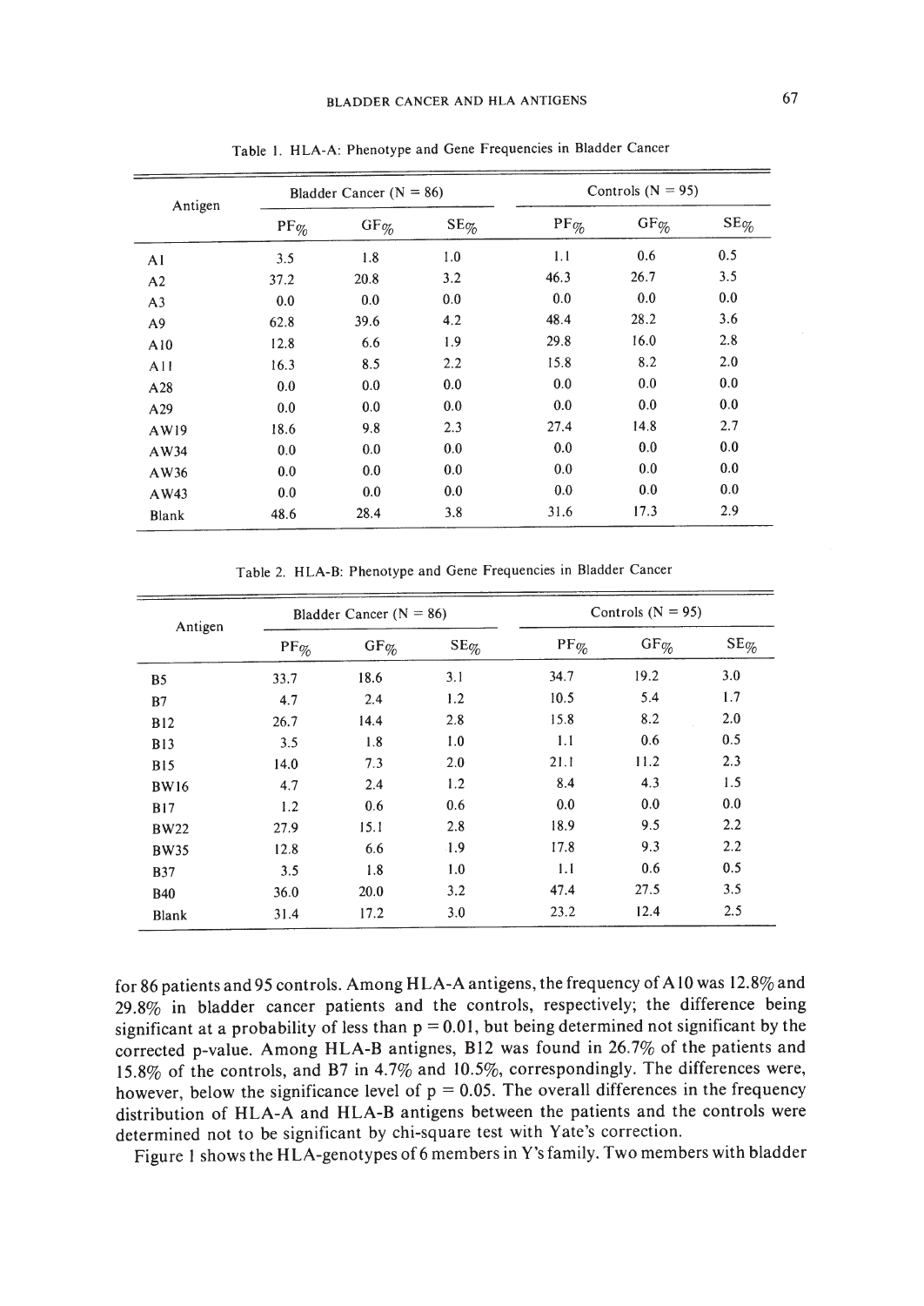Table 1. HLA-A: Phenotype and Gene Frequencies in Bladder Cancer

| Antigen | Bladder Cancer (N = 86) | | | Controls (N = 95) | | |
|---|---|---|---|---|---|---|
| | PF% | GF% | SE% | PF% | GF% | SE% |
| A1 | 3.5 | 1.8 | 1.0 | 1.1 | 0.6 | 0.5 |
| A2 | 37.2 | 20.8 | 3.2 | 46.3 | 26.7 | 3.5 |
| A3 | 0.0 | 0.0 | 0.0 | 0.0 | 0.0 | 0.0 |
| A9 | 62.8 | 39.6 | 4.2 | 48.4 | 28.2 | 3.6 |
| A10 | 12.8 | 6.6 | 1.9 | 29.8 | 16.0 | 2.8 |
| A11 | 16.3 | 8.5 | 2.2 | 15.8 | 8.2 | 2.0 |
| A28 | 0.0 | 0.0 | 0.0 | 0.0 | 0.0 | 0.0 |
| A29 | 0.0 | 0.0 | 0.0 | 0.0 | 0.0 | 0.0 |
| AW19 | 18.6 | 9.8 | 2.3 | 27.4 | 14.8 | 2.7 |
| AW34 | 0.0 | 0.0 | 0.0 | 0.0 | 0.0 | 0.0 |
| AW36 | 0.0 | 0.0 | 0.0 | 0.0 | 0.0 | 0.0 |
| AW43 | 0.0 | 0.0 | 0.0 | 0.0 | 0.0 | 0.0 |
| Blank | 48.6 | 28.4 | 3.8 | 31.6 | 17.3 | 2.9 |

Table 2. HLA-B: Phenotype and Gene Frequencies in Bladder Cancer

| Antigen | Bladder Cancer (N = 86) | | | Controls (N = 95) | | |
|---|---|---|---|---|---|---|
| | PF% | GF% | SE% | PF% | GF% | SE% |
| B5 | 33.7 | 18.6 | 3.1 | 34.7 | 19.2 | 3.0 |
| B7 | 4.7 | 2.4 | 1.2 | 10.5 | 5.4 | 1.7 |
| B12 | 26.7 | 14.4 | 2.8 | 15.8 | 8.2 | 2.0 |
| B13 | 3.5 | 1.8 | 1.0 | 1.1 | 0.6 | 0.5 |
| B15 | 14.0 | 7.3 | 2.0 | 21.1 | 11.2 | 2.3 |
| BW16 | 4.7 | 2.4 | 1.2 | 8.4 | 4.3 | 1.5 |
| B17 | 1.2 | 0.6 | 0.6 | 0.0 | 0.0 | 0.0 |
| BW22 | 27.9 | 15.1 | 2.8 | 18.9 | 9.5 | 2.2 |
| BW35 | 12.8 | 6.6 | 1.9 | 17.8 | 9.3 | 2.2 |
| B37 | 3.5 | 1.8 | 1.0 | 1.1 | 0.6 | 0.5 |
| B40 | 36.0 | 20.0 | 3.2 | 47.4 | 27.5 | 3.5 |
| Blank | 31.4 | 17.2 | 3.0 | 23.2 | 12.4 | 2.5 |

for 86 patients and 95 controls. Among HLA-A antigens, the frequency of A10 was 12.8% and 29.8% in bladder cancer patients and the controls, respectively; the difference being significant at a probability of less than $p = 0.01$, but being determined not significant by the corrected p-value. Among HLA-B antignes, B12 was found in 26.7% of the patients and 15.8% of the controls, and B7 in 4.7% and 10.5%, correspondingly. The differences were, however, below the significance level of $p = 0.05$. The overall differences in the frequency distribution of HLA-A and HLA-B antigens between the patients and the controls were determined not to be significant by chi-square test with Yate's correction.

Figure 1 shows the HLA-genotypes of 6 members in Y's family. Two members with bladder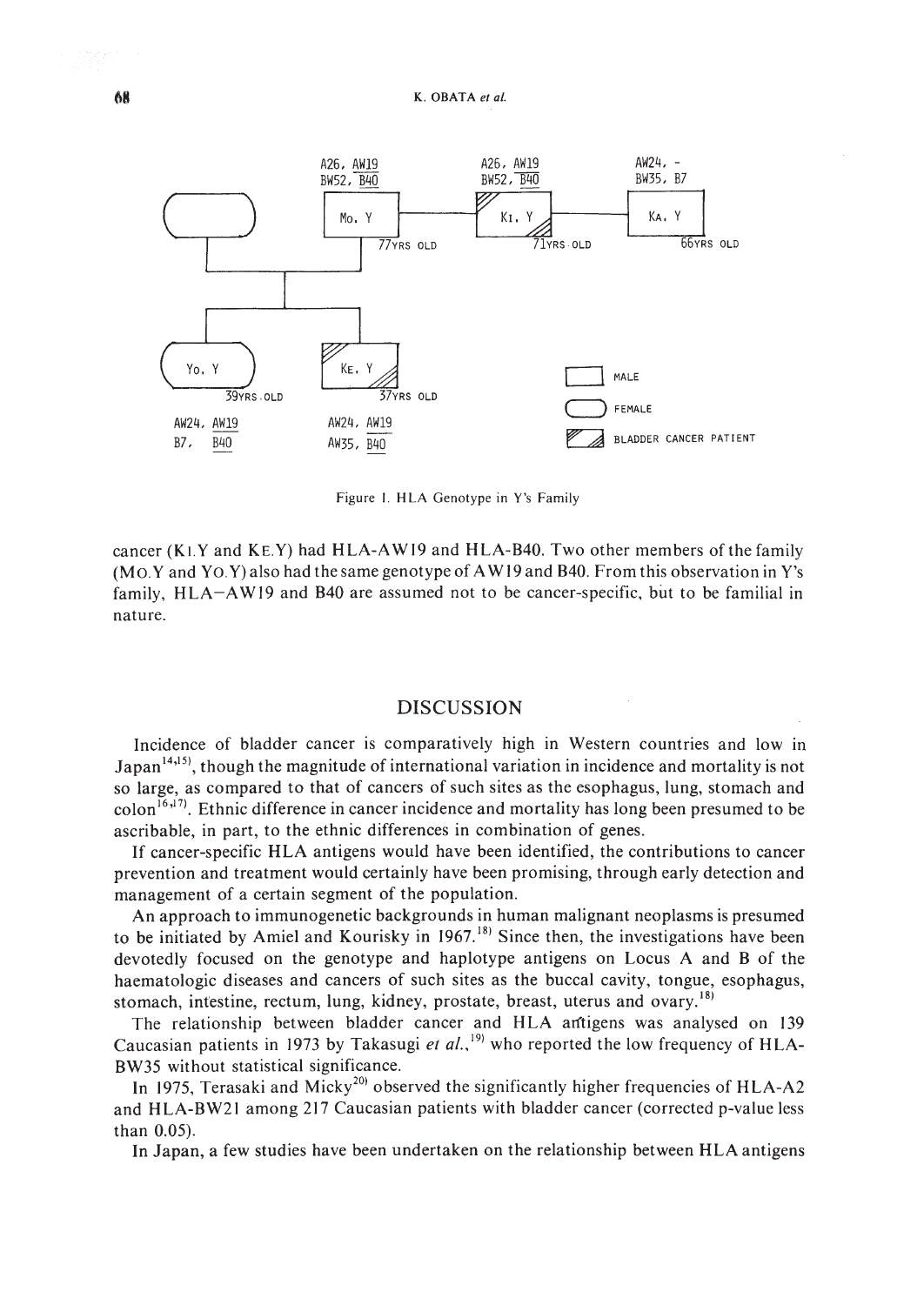Figure 1. HLA Genotype in Y's Family

cancer (Ki.Y and Ke.Y) had HLA-AW19 and HLA-B40. Two other members of the family (Mo.Y and Yo.Y) also had the same genotype of AW19 and B40. From this observation in Y's family, HLA−AW19 and B40 are assumed not to be cancer-specific, but to be familial in nature.

## DISCUSSION

Incidence of bladder cancer is comparatively high in Western countries and low in Japan[14,15], though the magnitude of international variation in incidence and mortality is not so large, as compared to that of cancers of such sites as the esophagus, lung, stomach and colon[16,17]. Ethnic difference in cancer incidence and mortality has long been presumed to be ascribable, in part, to the ethnic differences in combination of genes.

If cancer-specific HLA antigens would have been identified, the contributions to cancer prevention and treatment would certainly have been promising, through early detection and management of a certain segment of the population.

An approach to immunogenetic backgrounds in human malignant neoplasms is presumed to be initiated by Amiel and Kourisky in 1967.[18] Since then, the investigations have been devotedly focused on the genotype and haplotype antigens on Locus A and B of the haematologic diseases and cancers of such sites as the buccal cavity, tongue, esophagus, stomach, intestine, rectum, lung, kidney, prostate, breast, uterus and ovary.[18]

The relationship between bladder cancer and HLA antigens was analysed on 139 Caucasian patients in 1973 by Takasugi *et al.*,[19] who reported the low frequency of HLA-BW35 without statistical significance.

In 1975, Terasaki and Micky[20] observed the significantly higher frequencies of HLA-A2 and HLA-BW21 among 217 Caucasian patients with bladder cancer (corrected p-value less than 0.05).

In Japan, a few studies have been undertaken on the relationship between HLA antigens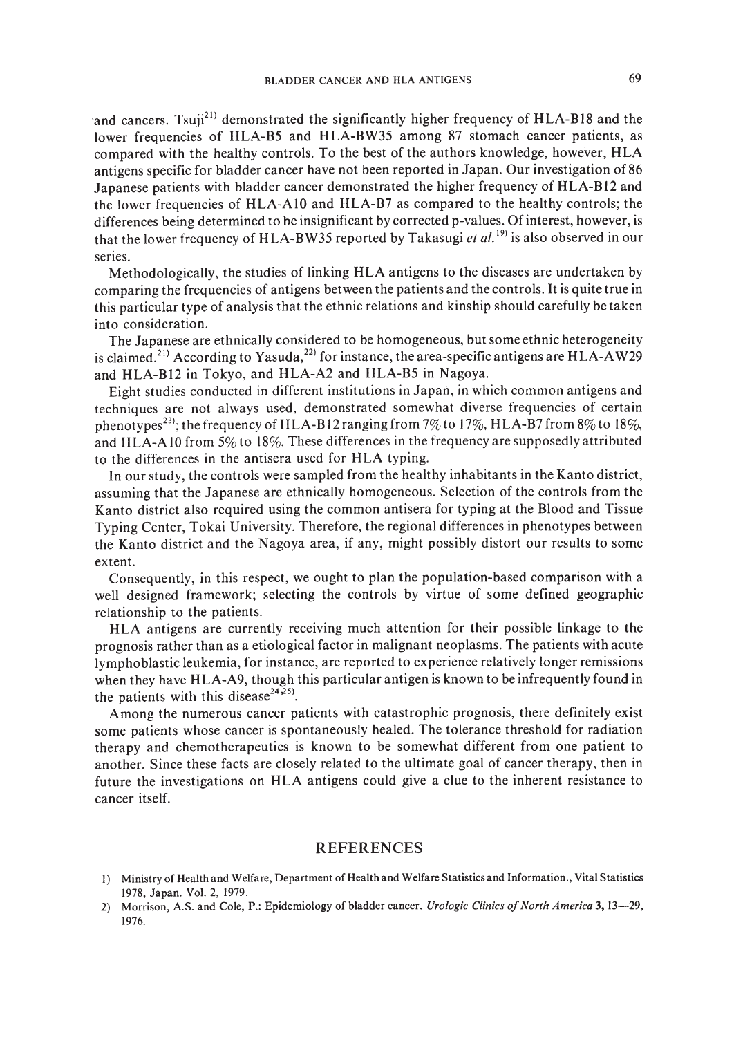and cancers. Tsuji[21] demonstrated the significantly higher frequency of HLA-B18 and the lower frequencies of HLA-B5 and HLA-BW35 among 87 stomach cancer patients, as compared with the healthy controls. To the best of the authors knowledge, however, HLA antigens specific for bladder cancer have not been reported in Japan. Our investigation of 86 Japanese patients with bladder cancer demonstrated the higher frequency of HLA-B12 and the lower frequencies of HLA-A10 and HLA-B7 as compared to the healthy controls; the differences being determined to be insignificant by corrected p-values. Of interest, however, is that the lower frequency of HLA-BW35 reported by Takasugi *et al.*[19] is also observed in our series.

Methodologically, the studies of linking HLA antigens to the diseases are undertaken by comparing the frequencies of antigens between the patients and the controls. It is quite true in this particular type of analysis that the ethnic relations and kinship should carefully be taken into consideration.

The Japanese are ethnically considered to be homogeneous, but some ethnic heterogeneity is claimed.[21] According to Yasuda,[22] for instance, the area-specific antigens are HLA-AW29 and HLA-B12 in Tokyo, and HLA-A2 and HLA-B5 in Nagoya.

Eight studies conducted in different institutions in Japan, in which common antigens and techniques are not always used, demonstrated somewhat diverse frequencies of certain phenotypes[23]; the frequency of HLA-B12 ranging from 7% to 17%, HLA-B7 from 8% to 18%, and HLA-A10 from 5% to 18%. These differences in the frequency are supposedly attributed to the differences in the antisera used for HLA typing.

In our study, the controls were sampled from the healthy inhabitants in the Kanto district, assuming that the Japanese are ethnically homogeneous. Selection of the controls from the Kanto district also required using the common antisera for typing at the Blood and Tissue Typing Center, Tokai University. Therefore, the regional differences in phenotypes between the Kanto district and the Nagoya area, if any, might possibly distort our results to some extent.

Consequently, in this respect, we ought to plan the population-based comparison with a well designed framework; selecting the controls by virtue of some defined geographic relationship to the patients.

HLA antigens are currently receiving much attention for their possible linkage to the prognosis rather than as a etiological factor in malignant neoplasms. The patients with acute lymphoblastic leukemia, for instance, are reported to experience relatively longer remissions when they have HLA-A9, though this particular antigen is known to be infrequently found in the patients with this disease[24,25].

Among the numerous cancer patients with catastrophic prognosis, there definitely exist some patients whose cancer is spontaneously healed. The tolerance threshold for radiation therapy and chemotherapeutics is known to be somewhat different from one patient to another. Since these facts are closely related to the ultimate goal of cancer therapy, then in future the investigations on HLA antigens could give a clue to the inherent resistance to cancer itself.

## REFERENCES

1) Ministry of Health and Welfare, Department of Health and Welfare Statistics and Information., Vital Statistics 1978, Japan. Vol. 2, 1979.
2) Morrison, A.S. and Cole, P.: Epidemiology of bladder cancer. *Urologic Clinics of North America* **3**, 13—29, 1976.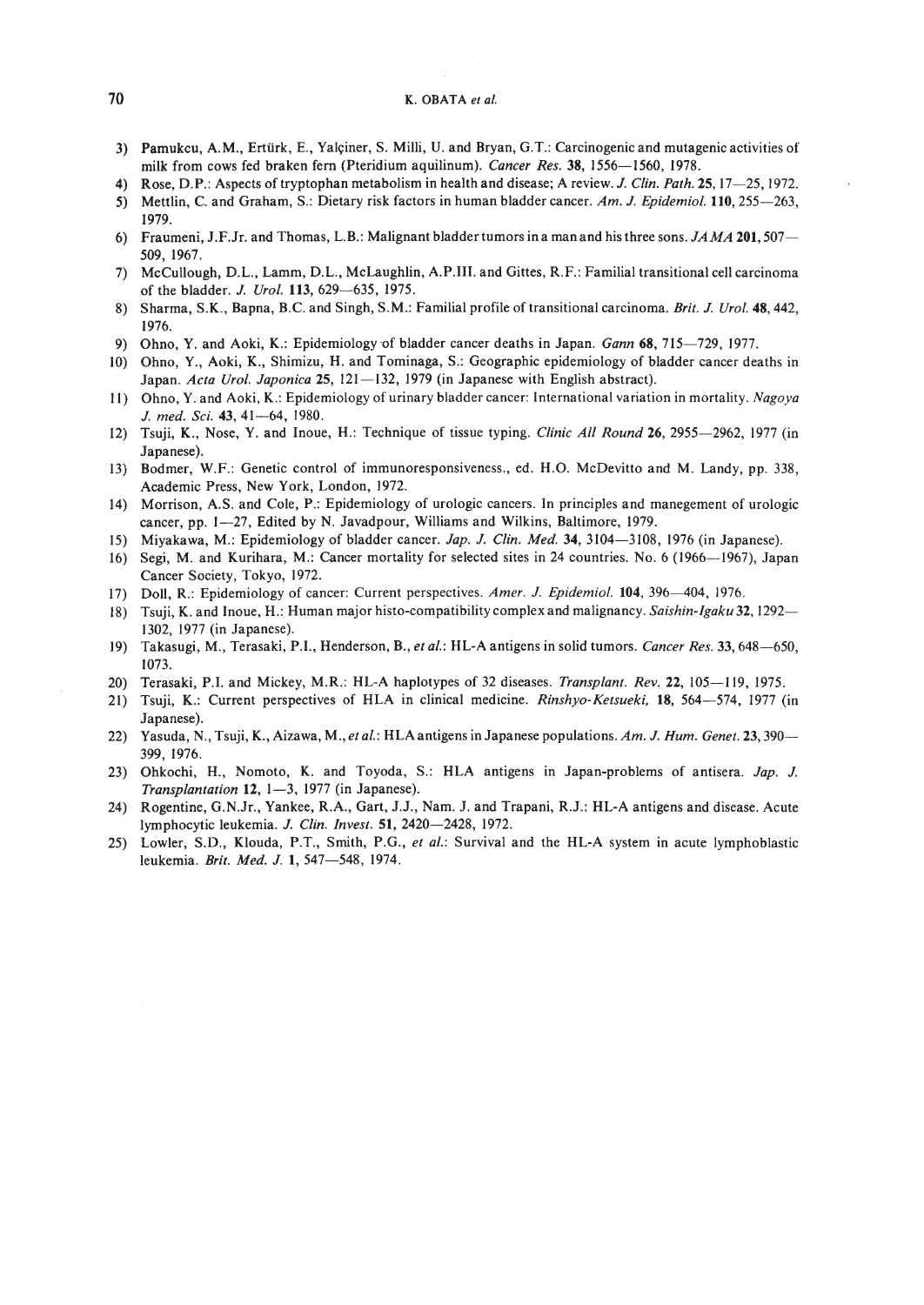3) Pamukcu, A.M., Ertürk, E., Yalçiner, S. Milli, U. and Bryan, G.T.: Carcinogenic and mutagenic activities of milk from cows fed braken fern (Pteridium aquilinum). *Cancer Res.* **38**, 1556—1560, 1978.
4) Rose, D.P.: Aspects of tryptophan metabolism in health and disease; A review. *J. Clin. Path.* **25**, 17—25, 1972.
5) Mettlin, C. and Graham, S.: Dietary risk factors in human bladder cancer. *Am. J. Epidemiol.* **110**, 255—263, 1979.
6) Fraumeni, J.F.Jr. and Thomas, L.B.: Malignant bladder tumors in a man and his three sons. *JAMA* **201**, 507—509, 1967.
7) McCullough, D.L., Lamm, D.L., McLaughlin, A.P.III. and Gittes, R.F.: Familial transitional cell carcinoma of the bladder. *J. Urol.* **113**, 629—635, 1975.
8) Sharma, S.K., Bapna, B.C. and Singh, S.M.: Familial profile of transitional carcinoma. *Brit. J. Urol.* **48**, 442, 1976.
9) Ohno, Y. and Aoki, K.: Epidemiology of bladder cancer deaths in Japan. *Gann* **68**, 715—729, 1977.
10) Ohno, Y., Aoki, K., Shimizu, H. and Tominaga, S.: Geographic epidemiology of bladder cancer deaths in Japan. *Acta Urol. Japonica* **25**, 121—132, 1979 (in Japanese with English abstract).
11) Ohno, Y. and Aoki, K.: Epidemiology of urinary bladder cancer: International variation in mortality. *Nagoya J. med. Sci.* **43**, 41—64, 1980.
12) Tsuji, K., Nose, Y. and Inoue, H.: Technique of tissue typing. *Clinic All Round* **26**, 2955—2962, 1977 (in Japanese).
13) Bodmer, W.F.: Genetic control of immunoresponsiveness., ed. H.O. McDevitto and M. Landy, pp. 338, Academic Press, New York, London, 1972.
14) Morrison, A.S. and Cole, P.: Epidemiology of urologic cancers. In principles and manegement of urologic cancer, pp. 1—27, Edited by N. Javadpour, Williams and Wilkins, Baltimore, 1979.
15) Miyakawa, M.: Epidemiology of bladder cancer. *Jap. J. Clin. Med.* **34**, 3104—3108, 1976 (in Japanese).
16) Segi, M. and Kurihara, M.: Cancer mortality for selected sites in 24 countries. No. 6 (1966—1967), Japan Cancer Society, Tokyo, 1972.
17) Doll, R.: Epidemiology of cancer: Current perspectives. *Amer. J. Epidemiol.* **104**, 396—404, 1976.
18) Tsuji, K. and Inoue, H.: Human major histo-compatibility complex and malignancy. *Saishin-Igaku* **32**, 1292—1302, 1977 (in Japanese).
19) Takasugi, M., Terasaki, P.I., Henderson, B., *et al.*: HL-A antigens in solid tumors. *Cancer Res.* **33**, 648—650, 1073.
20) Terasaki, P.I. and Mickey, M.R.: HL-A haplotypes of 32 diseases. *Transplant. Rev.* **22**, 105—119, 1975.
21) Tsuji, K.: Current perspectives of HLA in clinical medicine. *Rinshyo-Ketsueki,* **18**, 564—574, 1977 (in Japanese).
22) Yasuda, N., Tsuji, K., Aizawa, M., *et al.*: HLA antigens in Japanese populations. *Am. J. Hum. Genet.* **23**, 390—399, 1976.
23) Ohkochi, H., Nomoto, K. and Toyoda, S.: HLA antigens in Japan-problems of antisera. *Jap. J. Transplantation* **12**, 1—3, 1977 (in Japanese).
24) Rogentine, G.N.Jr., Yankee, R.A., Gart, J.J., Nam. J. and Trapani, R.J.: HL-A antigens and disease. Acute lymphocytic leukemia. *J. Clin. Invest.* **51**, 2420—2428, 1972.
25) Lowler, S.D., Klouda, P.T., Smith, P.G., *et al.*: Survival and the HL-A system in acute lymphoblastic leukemia. *Brit. Med. J.* **1**, 547—548, 1974.